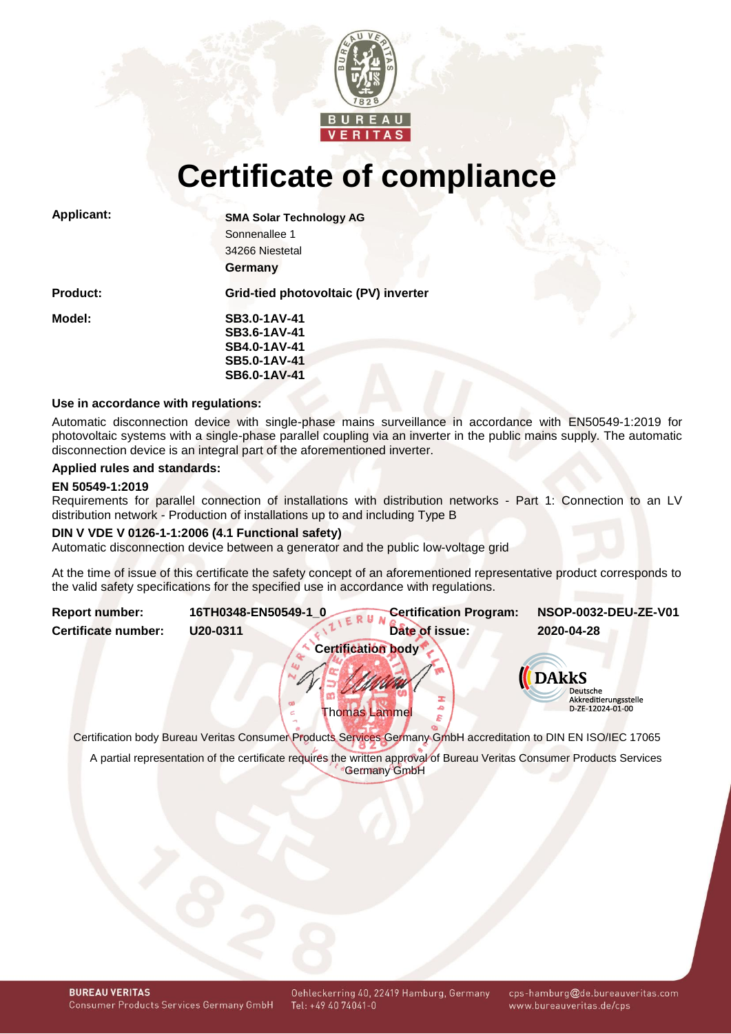# Certificate of compliance

| | |
|---|---|
| **Applicant:** | **SMA Solar Technology AG**<br>Sonnenallee 1<br>34266 Niestetal<br>**Germany** |
| **Product:** | **Grid-tied photovoltaic (PV) inverter** |
| **Model:** | **SB3.0-1AV-41**<br>**SB3.6-1AV-41**<br>**SB4.0-1AV-41**<br>**SB5.0-1AV-41**<br>**SB6.0-1AV-41** |

**Use in accordance with regulations:**

Automatic disconnection device with single-phase mains surveillance in accordance with EN50549-1:2019 for photovoltaic systems with a single-phase parallel coupling via an inverter in the public mains supply. The automatic disconnection device is an integral part of the aforementioned inverter.

**Applied rules and standards:**

**EN 50549-1:2019**

Requirements for parallel connection of installations with distribution networks - Part 1: Connection to an LV distribution network - Production of installations up to and including Type B

**DIN V VDE V 0126-1-1:2006 (4.1 Functional safety)**

Automatic disconnection device between a generator and the public low-voltage grid

At the time of issue of this certificate the safety concept of an aforementioned representative product corresponds to the valid safety specifications for the specified use in accordance with regulations.

| | | | |
|---|---|---|---|
| **Report number:** | 16TH0348-EN50549-1_0 | **Certification Program:** | NSOP-0032-DEU-ZE-V01 |
| **Certificate number:** | U20-0311 | **Date of issue:** | 2020-04-28 |

**Certification body**

Thomas Lammel

DAkkS Deutsche Akkreditierungsstelle D-ZE-12024-01-00

Certification body Bureau Veritas Consumer Products Services Germany GmbH accreditation to DIN EN ISO/IEC 17065

A partial representation of the certificate requires the written approval of Bureau Veritas Consumer Products Services Germany GmbH

**BUREAU VERITAS**
Consumer Products Services Germany GmbH
Oehleckerring 40, 22419 Hamburg, Germany
Tel: +49 40 74041-0
cps-hamburg@de.bureauveritas.com
www.bureauveritas.de/cps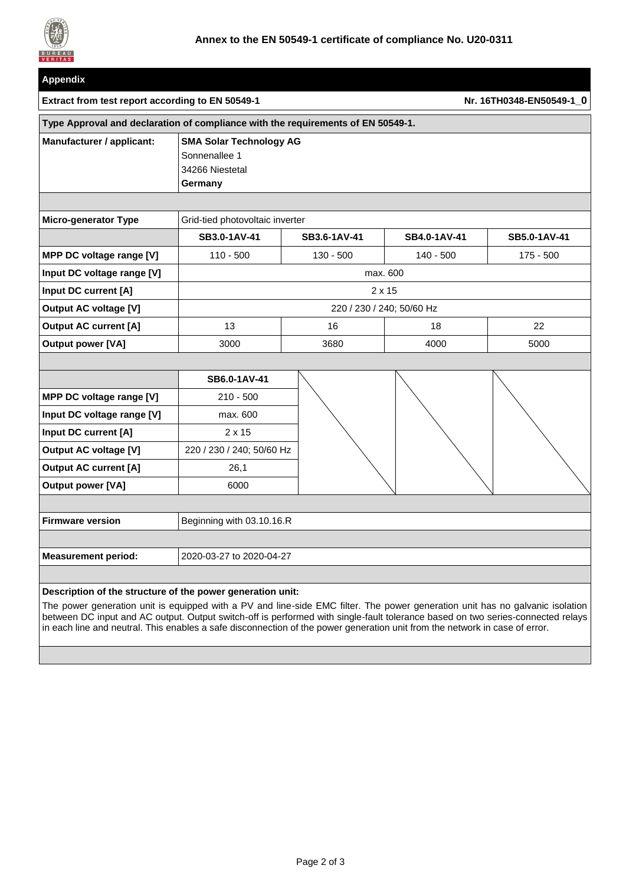**Annex to the EN 50549-1 certificate of compliance No. U20-0311**

## Appendix

**Extract from test report according to EN 50549-1** — **Nr. 16TH0348-EN50549-1_0**

**Type Approval and declaration of compliance with the requirements of EN 50549-1.**

| | |
|---|---|
| **Manufacturer / applicant:** | **SMA Solar Technology AG**<br>Sonnenallee 1<br>34266 Niestetal<br>**Germany** |

| **Micro-generator Type** | Grid-tied photovoltaic inverter | | | |
|---|---|---|---|---|
| | **SB3.0-1AV-41** | **SB3.6-1AV-41** | **SB4.0-1AV-41** | **SB5.0-1AV-41** |
| **MPP DC voltage range [V]** | 110 - 500 | 130 - 500 | 140 - 500 | 175 - 500 |
| **Input DC voltage range [V]** | max. 600 | | | |
| **Input DC current [A]** | 2 x 15 | | | |
| **Output AC voltage [V]** | 220 / 230 / 240; 50/60 Hz | | | |
| **Output AC current [A]** | 13 | 16 | 18 | 22 |
| **Output power [VA]** | 3000 | 3680 | 4000 | 5000 |

| | **SB6.0-1AV-41** |
|---|---|
| **MPP DC voltage range [V]** | 210 - 500 |
| **Input DC voltage range [V]** | max. 600 |
| **Input DC current [A]** | 2 x 15 |
| **Output AC voltage [V]** | 220 / 230 / 240; 50/60 Hz |
| **Output AC current [A]** | 26,1 |
| **Output power [VA]** | 6000 |

| | |
|---|---|
| **Firmware version** | Beginning with 03.10.16.R |
| **Measurement period:** | 2020-03-27 to 2020-04-27 |

**Description of the structure of the power generation unit:**

The power generation unit is equipped with a PV and line-side EMC filter. The power generation unit has no galvanic isolation between DC input and AC output. Output switch-off is performed with single-fault tolerance based on two series-connected relays in each line and neutral. This enables a safe disconnection of the power generation unit from the network in case of error.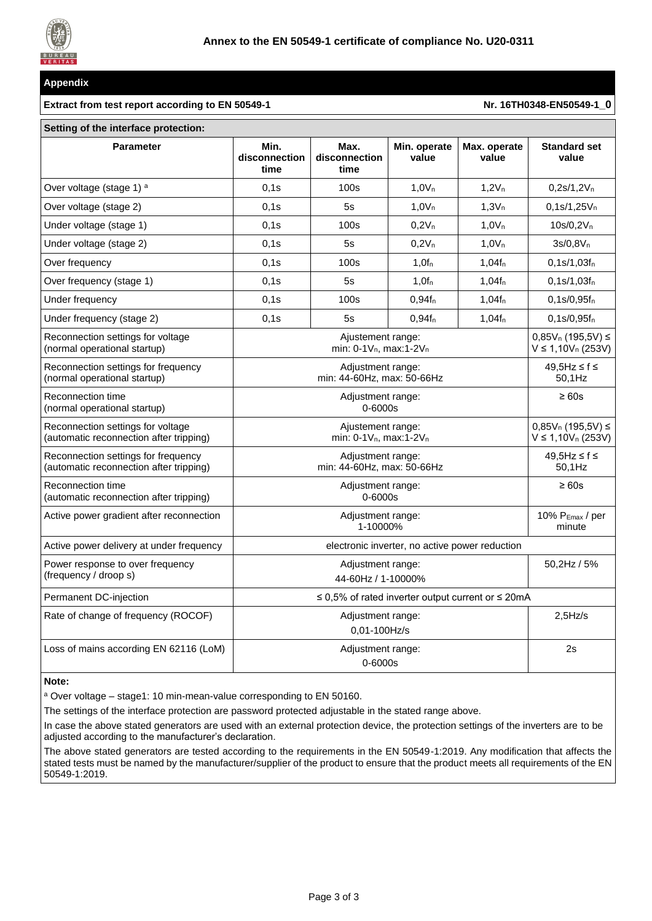**Annex to the EN 50549-1 certificate of compliance No. U20-0311**

## Appendix

**Extract from test report according to EN 50549-1** **Nr. 16TH0348-EN50549-1_0**

**Setting of the interface protection:**

| Parameter | Min. disconnection time | Max. disconnection time | Min. operate value | Max. operate value | Standard set value |
|---|---|---|---|---|---|
| Over voltage (stage 1) [a] | 0,1s | 100s | 1,0$V_n$ | 1,2$V_n$ | 0,2s/1,2$V_n$ |
| Over voltage (stage 2) | 0,1s | 5s | 1,0$V_n$ | 1,3$V_n$ | 0,1s/1,25$V_n$ |
| Under voltage (stage 1) | 0,1s | 100s | 0,2$V_n$ | 1,0$V_n$ | 10s/0,2$V_n$ |
| Under voltage (stage 2) | 0,1s | 5s | 0,2$V_n$ | 1,0$V_n$ | 3s/0,8$V_n$ |
| Over frequency | 0,1s | 100s | 1,0$f_n$ | 1,04$f_n$ | 0,1s/1,03$f_n$ |
| Over frequency (stage 1) | 0,1s | 5s | 1,0$f_n$ | 1,04$f_n$ | 0,1s/1,03$f_n$ |
| Under frequency | 0,1s | 100s | 0,94$f_n$ | 1,04$f_n$ | 0,1s/0,95$f_n$ |
| Under frequency (stage 2) | 0,1s | 5s | 0,94$f_n$ | 1,04$f_n$ | 0,1s/0,95$f_n$ |
| Reconnection settings for voltage (normal operational startup) | Ajustement range: min: 0-1$V_n$, max:1-2$V_n$ | | | | 0,85$V_n$ (195,5V) ≤ V ≤ 1,10$V_n$ (253V) |
| Reconnection settings for frequency (normal operational startup) | Adjustment range: min: 44-60Hz, max: 50-66Hz | | | | 49,5Hz ≤ f ≤ 50,1Hz |
| Reconnection time (normal operational startup) | Adjustment range: 0-6000s | | | | ≥ 60s |
| Reconnection settings for voltage (automatic reconnection after tripping) | Ajustement range: min: 0-1$V_n$, max:1-2$V_n$ | | | | 0,85$V_n$ (195,5V) ≤ V ≤ 1,10$V_n$ (253V) |
| Reconnection settings for frequency (automatic reconnection after tripping) | Adjustment range: min: 44-60Hz, max: 50-66Hz | | | | 49,5Hz ≤ f ≤ 50,1Hz |
| Reconnection time (automatic reconnection after tripping) | Adjustment range: 0-6000s | | | | ≥ 60s |
| Active power gradient after reconnection | Adjustment range: 1-10000% | | | | 10% $P_{Emax}$ / per minute |
| Active power delivery at under frequency | electronic inverter, no active power reduction | | | | |
| Power response to over frequency (frequency / droop s) | Adjustment range: 44-60Hz / 1-10000% | | | | 50,2Hz / 5% |
| Permanent DC-injection | ≤ 0,5% of rated inverter output current or ≤ 20mA | | | | |
| Rate of change of frequency (ROCOF) | Adjustment range: 0,01-100Hz/s | | | | 2,5Hz/s |
| Loss of mains according EN 62116 (LoM) | Adjustment range: 0-6000s | | | | 2s |

**Note:**

[a] Over voltage – stage1: 10 min-mean-value corresponding to EN 50160.

The settings of the interface protection are password protected adjustable in the stated range above.

In case the above stated generators are used with an external protection device, the protection settings of the inverters are to be adjusted according to the manufacturer's declaration.

The above stated generators are tested according to the requirements in the EN 50549-1:2019. Any modification that affects the stated tests must be named by the manufacturer/supplier of the product to ensure that the product meets all requirements of the EN 50549-1:2019.